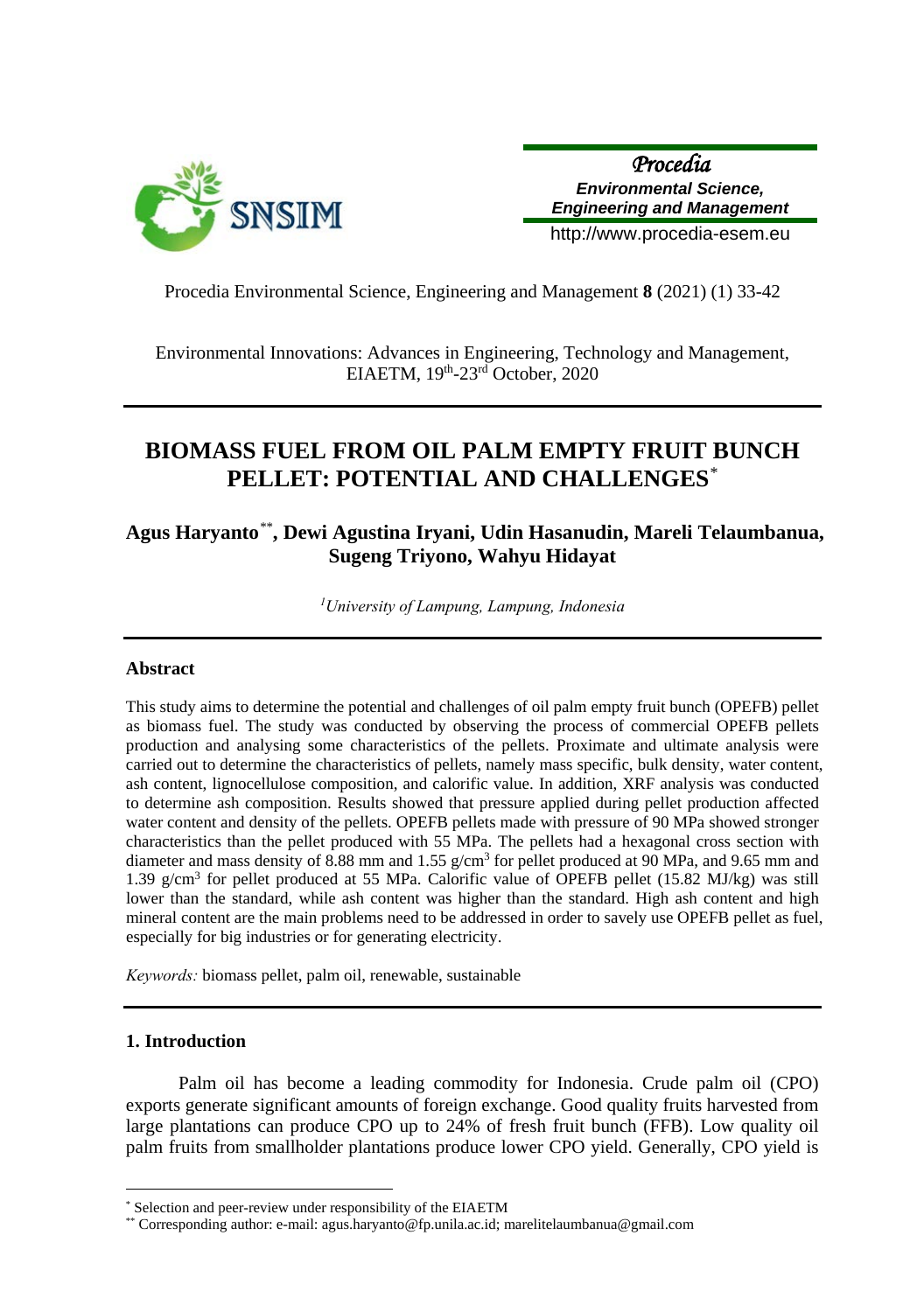Procedia Environmental Science, Engineering and Management **8** (2021) (1) 33-42

Environmental Innovations: Advances in Engineering, Technology and Management, EIAETM, 19th-23rd October, 2020

# BIOMASS FUEL FROM OIL PALM EMPTY FRUIT BUNCH PELLET: POTENTIAL AND CHALLENGES*

**Agus Haryanto**\*\***, Dewi Agustina Iryani, Udin Hasanudin, Mareli Telaumbanua, Sugeng Triyono, Wahyu Hidayat**

*[1]University of Lampung, Lampung, Indonesia*

## Abstract

This study aims to determine the potential and challenges of oil palm empty fruit bunch (OPEFB) pellet as biomass fuel. The study was conducted by observing the process of commercial OPEFB pellets production and analysing some characteristics of the pellets. Proximate and ultimate analysis were carried out to determine the characteristics of pellets, namely mass specific, bulk density, water content, ash content, lignocellulose composition, and calorific value. In addition, XRF analysis was conducted to determine ash composition. Results showed that pressure applied during pellet production affected water content and density of the pellets. OPEFB pellets made with pressure of 90 MPa showed stronger characteristics than the pellet produced with 55 MPa. The pellets had a hexagonal cross section with diameter and mass density of 8.88 mm and 1.55 g/cm$^3$ for pellet produced at 90 MPa, and 9.65 mm and 1.39 g/cm$^3$ for pellet produced at 55 MPa. Calorific value of OPEFB pellet (15.82 MJ/kg) was still lower than the standard, while ash content was higher than the standard. High ash content and high mineral content are the main problems need to be addressed in order to savely use OPEFB pellet as fuel, especially for big industries or for generating electricity.

*Keywords:* biomass pellet, palm oil, renewable, sustainable

## 1. Introduction

Palm oil has become a leading commodity for Indonesia. Crude palm oil (CPO) exports generate significant amounts of foreign exchange. Good quality fruits harvested from large plantations can produce CPO up to 24% of fresh fruit bunch (FFB). Low quality oil palm fruits from smallholder plantations produce lower CPO yield. Generally, CPO yield is

---

\* Selection and peer-review under responsibility of the EIAETM

\*\* Corresponding author: e-mail: agus.haryanto@fp.unila.ac.id; marelitelaumbanua@gmail.com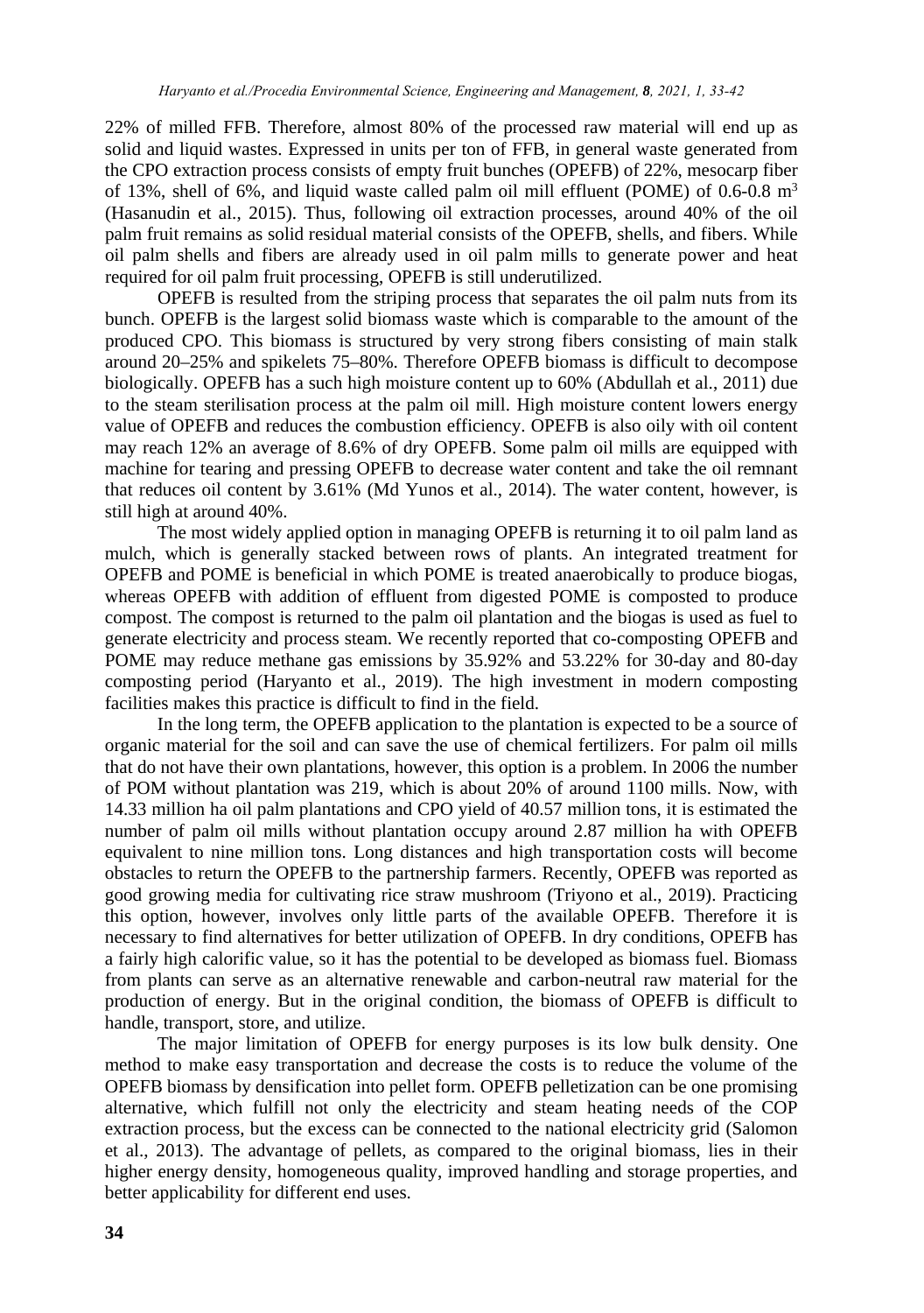22% of milled FFB. Therefore, almost 80% of the processed raw material will end up as solid and liquid wastes. Expressed in units per ton of FFB, in general waste generated from the CPO extraction process consists of empty fruit bunches (OPEFB) of 22%, mesocarp fiber of 13%, shell of 6%, and liquid waste called palm oil mill effluent (POME) of 0.6-0.8 $m^3$ (Hasanudin et al., 2015). Thus, following oil extraction processes, around 40% of the oil palm fruit remains as solid residual material consists of the OPEFB, shells, and fibers. While oil palm shells and fibers are already used in oil palm mills to generate power and heat required for oil palm fruit processing, OPEFB is still underutilized.

OPEFB is resulted from the striping process that separates the oil palm nuts from its bunch. OPEFB is the largest solid biomass waste which is comparable to the amount of the produced CPO. This biomass is structured by very strong fibers consisting of main stalk around 20–25% and spikelets 75–80%. Therefore OPEFB biomass is difficult to decompose biologically. OPEFB has a such high moisture content up to 60% (Abdullah et al., 2011) due to the steam sterilisation process at the palm oil mill. High moisture content lowers energy value of OPEFB and reduces the combustion efficiency. OPEFB is also oily with oil content may reach 12% an average of 8.6% of dry OPEFB. Some palm oil mills are equipped with machine for tearing and pressing OPEFB to decrease water content and take the oil remnant that reduces oil content by 3.61% (Md Yunos et al., 2014). The water content, however, is still high at around 40%.

The most widely applied option in managing OPEFB is returning it to oil palm land as mulch, which is generally stacked between rows of plants. An integrated treatment for OPEFB and POME is beneficial in which POME is treated anaerobically to produce biogas, whereas OPEFB with addition of effluent from digested POME is composted to produce compost. The compost is returned to the palm oil plantation and the biogas is used as fuel to generate electricity and process steam. We recently reported that co-composting OPEFB and POME may reduce methane gas emissions by 35.92% and 53.22% for 30-day and 80-day composting period (Haryanto et al., 2019). The high investment in modern composting facilities makes this practice is difficult to find in the field.

In the long term, the OPEFB application to the plantation is expected to be a source of organic material for the soil and can save the use of chemical fertilizers. For palm oil mills that do not have their own plantations, however, this option is a problem. In 2006 the number of POM without plantation was 219, which is about 20% of around 1100 mills. Now, with 14.33 million ha oil palm plantations and CPO yield of 40.57 million tons, it is estimated the number of palm oil mills without plantation occupy around 2.87 million ha with OPEFB equivalent to nine million tons. Long distances and high transportation costs will become obstacles to return the OPEFB to the partnership farmers. Recently, OPEFB was reported as good growing media for cultivating rice straw mushroom (Triyono et al., 2019). Practicing this option, however, involves only little parts of the available OPEFB. Therefore it is necessary to find alternatives for better utilization of OPEFB. In dry conditions, OPEFB has a fairly high calorific value, so it has the potential to be developed as biomass fuel. Biomass from plants can serve as an alternative renewable and carbon-neutral raw material for the production of energy. But in the original condition, the biomass of OPEFB is difficult to handle, transport, store, and utilize.

The major limitation of OPEFB for energy purposes is its low bulk density. One method to make easy transportation and decrease the costs is to reduce the volume of the OPEFB biomass by densification into pellet form. OPEFB pelletization can be one promising alternative, which fulfill not only the electricity and steam heating needs of the COP extraction process, but the excess can be connected to the national electricity grid (Salomon et al., 2013). The advantage of pellets, as compared to the original biomass, lies in their higher energy density, homogeneous quality, improved handling and storage properties, and better applicability for different end uses.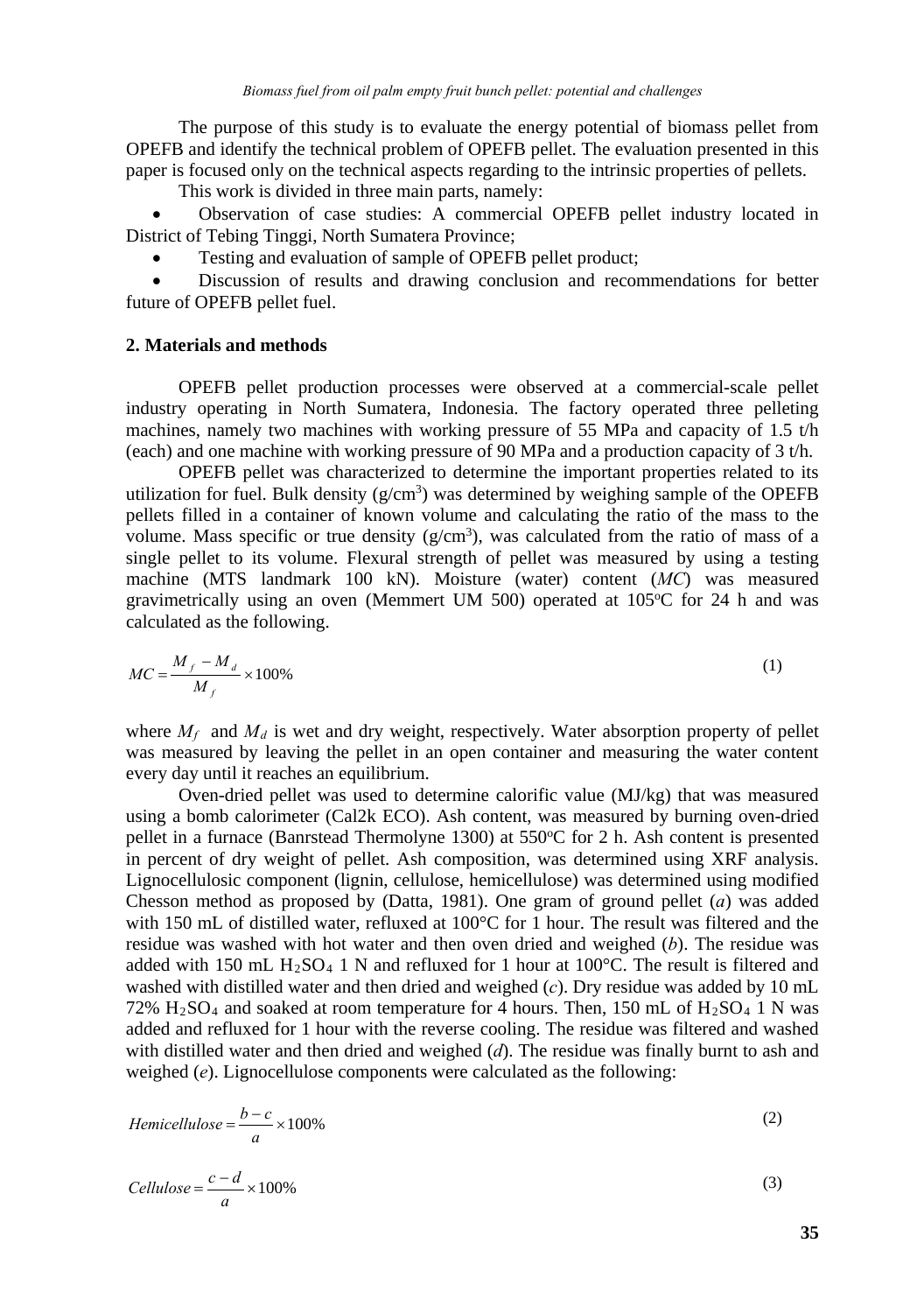The purpose of this study is to evaluate the energy potential of biomass pellet from OPEFB and identify the technical problem of OPEFB pellet. The evaluation presented in this paper is focused only on the technical aspects regarding to the intrinsic properties of pellets.

This work is divided in three main parts, namely:

- Observation of case studies: A commercial OPEFB pellet industry located in District of Tebing Tinggi, North Sumatera Province;
- Testing and evaluation of sample of OPEFB pellet product;
- Discussion of results and drawing conclusion and recommendations for better future of OPEFB pellet fuel.

## 2. Materials and methods

OPEFB pellet production processes were observed at a commercial-scale pellet industry operating in North Sumatera, Indonesia. The factory operated three pelleting machines, namely two machines with working pressure of 55 MPa and capacity of 1.5 t/h (each) and one machine with working pressure of 90 MPa and a production capacity of 3 t/h.

OPEFB pellet was characterized to determine the important properties related to its utilization for fuel. Bulk density (g/cm$^3$) was determined by weighing sample of the OPEFB pellets filled in a container of known volume and calculating the ratio of the mass to the volume. Mass specific or true density (g/cm$^3$), was calculated from the ratio of mass of a single pellet to its volume. Flexural strength of pellet was measured by using a testing machine (MTS landmark 100 kN). Moisture (water) content (*MC*) was measured gravimetrically using an oven (Memmert UM 500) operated at 105$^o$C for 24 h and was calculated as the following.

$$MC = \frac{M_f - M_d}{M_f} \times 100\% \tag{1}$$

where $M_f$ and $M_d$ is wet and dry weight, respectively. Water absorption property of pellet was measured by leaving the pellet in an open container and measuring the water content every day until it reaches an equilibrium.

Oven-dried pellet was used to determine calorific value (MJ/kg) that was measured using a bomb calorimeter (Cal2k ECO). Ash content, was measured by burning oven-dried pellet in a furnace (Banrstead Thermolyne 1300) at 550$^o$C for 2 h. Ash content is presented in percent of dry weight of pellet. Ash composition, was determined using XRF analysis. Lignocellulosic component (lignin, cellulose, hemicellulose) was determined using modified Chesson method as proposed by (Datta, 1981). One gram of ground pellet (*a*) was added with 150 mL of distilled water, refluxed at 100°C for 1 hour. The result was filtered and the residue was washed with hot water and then oven dried and weighed (*b*). The residue was added with 150 mL $H_2SO_4$ 1 N and refluxed for 1 hour at 100°C. The result is filtered and washed with distilled water and then dried and weighed (*c*). Dry residue was added by 10 mL 72% $H_2SO_4$ and soaked at room temperature for 4 hours. Then, 150 mL of $H_2SO_4$ 1 N was added and refluxed for 1 hour with the reverse cooling. The residue was filtered and washed with distilled water and then dried and weighed (*d*). The residue was finally burnt to ash and weighed (*e*). Lignocellulose components were calculated as the following:

$$Hemicellulose = \frac{b - c}{a} \times 100\% \tag{2}$$

$$Cellulose = \frac{c - d}{a} \times 100\% \tag{3}$$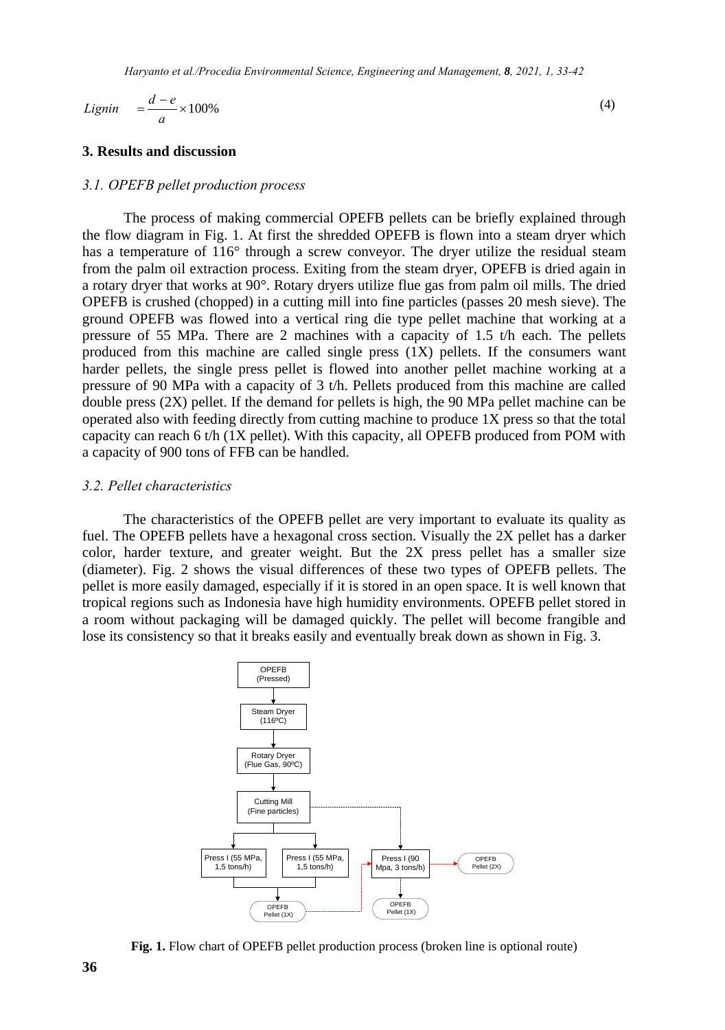$$Lignin = \frac{d-e}{a} \times 100\% \quad (4)$$

## 3. Results and discussion

### *3.1. OPEFB pellet production process*

The process of making commercial OPEFB pellets can be briefly explained through the flow diagram in Fig. 1. At first the shredded OPEFB is flown into a steam dryer which has a temperature of 116° through a screw conveyor. The dryer utilize the residual steam from the palm oil extraction process. Exiting from the steam dryer, OPEFB is dried again in a rotary dryer that works at 90°. Rotary dryers utilize flue gas from palm oil mills. The dried OPEFB is crushed (chopped) in a cutting mill into fine particles (passes 20 mesh sieve). The ground OPEFB was flowed into a vertical ring die type pellet machine that working at a pressure of 55 MPa. There are 2 machines with a capacity of 1.5 t/h each. The pellets produced from this machine are called single press (1X) pellets. If the consumers want harder pellets, the single press pellet is flowed into another pellet machine working at a pressure of 90 MPa with a capacity of 3 t/h. Pellets produced from this machine are called double press (2X) pellet. If the demand for pellets is high, the 90 MPa pellet machine can be operated also with feeding directly from cutting machine to produce 1X press so that the total capacity can reach 6 t/h (1X pellet). With this capacity, all OPEFB produced from POM with a capacity of 900 tons of FFB can be handled.

### *3.2. Pellet characteristics*

The characteristics of the OPEFB pellet are very important to evaluate its quality as fuel. The OPEFB pellets have a hexagonal cross section. Visually the 2X pellet has a darker color, harder texture, and greater weight. But the 2X press pellet has a smaller size (diameter). Fig. 2 shows the visual differences of these two types of OPEFB pellets. The pellet is more easily damaged, especially if it is stored in an open space. It is well known that tropical regions such as Indonesia have high humidity environments. OPEFB pellet stored in a room without packaging will be damaged quickly. The pellet will become frangible and lose its consistency so that it breaks easily and eventually break down as shown in Fig. 3.

OPEFB (Pressed) → Steam Dryer (116ºC) → Rotary Dryer (Flue Gas, 90ºC) → Cutting Mill (Fine particles) → Press I (55 MPa, 1,5 tons/h) / Press I (55 MPa, 1,5 tons/h) → OPEFB Pellet (1X); Cutting Mill ⇢ Press I (90 Mpa, 3 tons/h) ⇢ OPEFB Pellet (1X); OPEFB Pellet (1X) ⇢ Press I (90 Mpa, 3 tons/h) ⇢ OPEFB Pellet (2X)

**Fig. 1.** Flow chart of OPEFB pellet production process (broken line is optional route)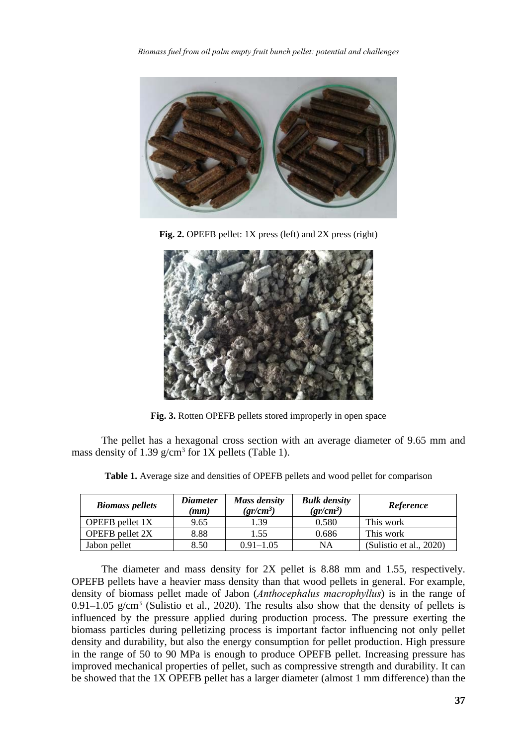**Fig. 2.** OPEFB pellet: 1X press (left) and 2X press (right)

**Fig. 3.** Rotten OPEFB pellets stored improperly in open space

The pellet has a hexagonal cross section with an average diameter of 9.65 mm and mass density of 1.39 g/cm$^3$ for 1X pellets (Table 1).

**Table 1.** Average size and densities of OPEFB pellets and wood pellet for comparison

| *Biomass pellets* | *Diameter (mm)* | *Mass density (gr/cm$^3$)* | *Bulk density (gr/cm$^3$)* | *Reference* |
|---|---|---|---|---|
| OPEFB pellet 1X | 9.65 | 1.39 | 0.580 | This work |
| OPEFB pellet 2X | 8.88 | 1.55 | 0.686 | This work |
| Jabon pellet | 8.50 | 0.91–1.05 | NA | (Sulistio et al., 2020) |

The diameter and mass density for 2X pellet is 8.88 mm and 1.55, respectively. OPEFB pellets have a heavier mass density than that wood pellets in general. For example, density of biomass pellet made of Jabon (*Anthocephalus macrophyllus*) is in the range of 0.91–1.05 g/cm$^3$ (Sulistio et al., 2020). The results also show that the density of pellets is influenced by the pressure applied during production process. The pressure exerting the biomass particles during pelletizing process is important factor influencing not only pellet density and durability, but also the energy consumption for pellet production. High pressure in the range of 50 to 90 MPa is enough to produce OPEFB pellet. Increasing pressure has improved mechanical properties of pellet, such as compressive strength and durability. It can be showed that the 1X OPEFB pellet has a larger diameter (almost 1 mm difference) than the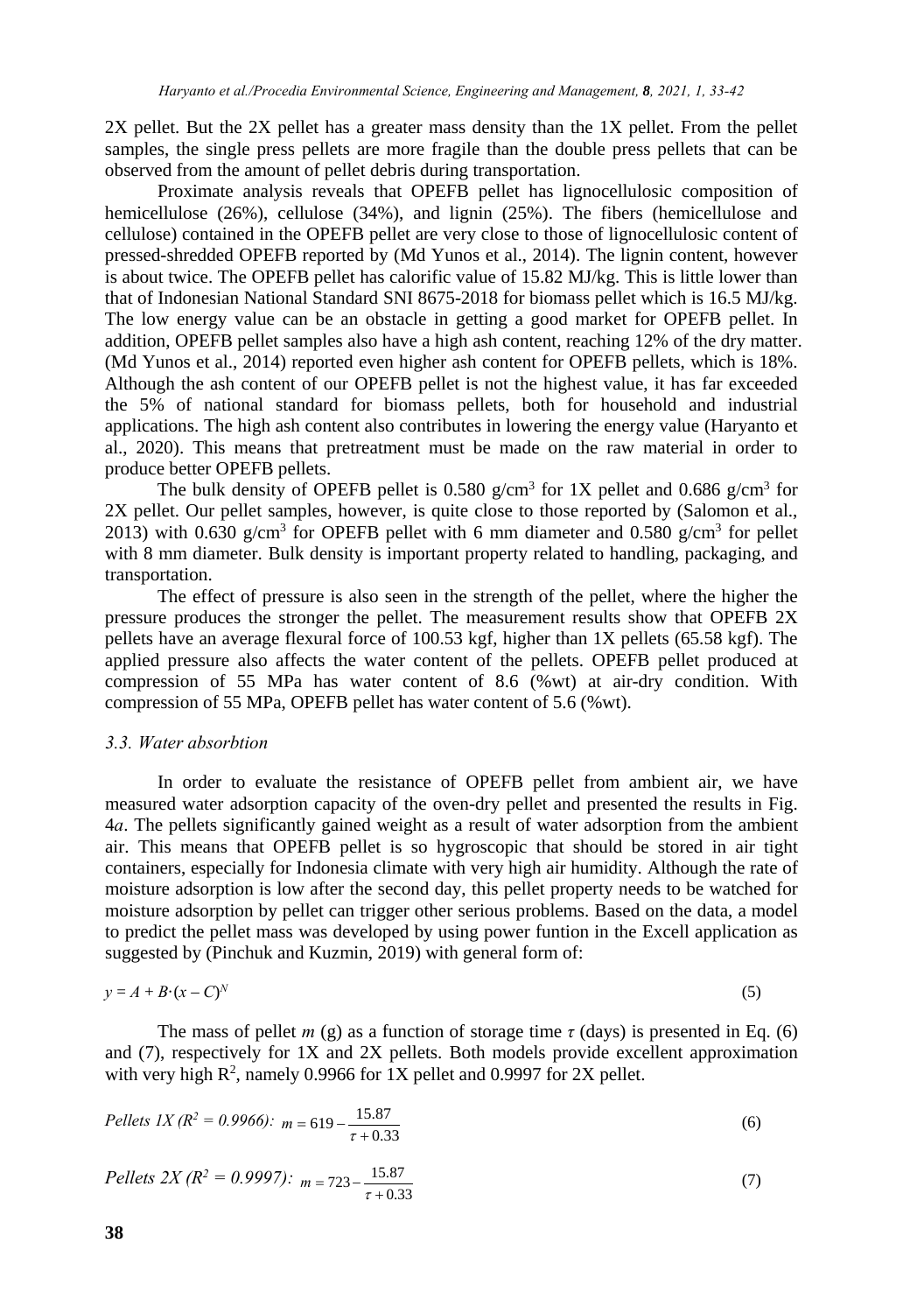2X pellet. But the 2X pellet has a greater mass density than the 1X pellet. From the pellet samples, the single press pellets are more fragile than the double press pellets that can be observed from the amount of pellet debris during transportation.

Proximate analysis reveals that OPEFB pellet has lignocellulosic composition of hemicellulose (26%), cellulose (34%), and lignin (25%). The fibers (hemicellulose and cellulose) contained in the OPEFB pellet are very close to those of lignocellulosic content of pressed-shredded OPEFB reported by (Md Yunos et al., 2014). The lignin content, however is about twice. The OPEFB pellet has calorific value of 15.82 MJ/kg. This is little lower than that of Indonesian National Standard SNI 8675-2018 for biomass pellet which is 16.5 MJ/kg. The low energy value can be an obstacle in getting a good market for OPEFB pellet. In addition, OPEFB pellet samples also have a high ash content, reaching 12% of the dry matter. (Md Yunos et al., 2014) reported even higher ash content for OPEFB pellets, which is 18%. Although the ash content of our OPEFB pellet is not the highest value, it has far exceeded the 5% of national standard for biomass pellets, both for household and industrial applications. The high ash content also contributes in lowering the energy value (Haryanto et al., 2020). This means that pretreatment must be made on the raw material in order to produce better OPEFB pellets.

The bulk density of OPEFB pellet is 0.580 g/cm$^3$ for 1X pellet and 0.686 g/cm$^3$ for 2X pellet. Our pellet samples, however, is quite close to those reported by (Salomon et al., 2013) with 0.630 g/cm$^3$ for OPEFB pellet with 6 mm diameter and 0.580 g/cm$^3$ for pellet with 8 mm diameter. Bulk density is important property related to handling, packaging, and transportation.

The effect of pressure is also seen in the strength of the pellet, where the higher the pressure produces the stronger the pellet. The measurement results show that OPEFB 2X pellets have an average flexural force of 100.53 kgf, higher than 1X pellets (65.58 kgf). The applied pressure also affects the water content of the pellets. OPEFB pellet produced at compression of 55 MPa has water content of 8.6 (%wt) at air-dry condition. With compression of 55 MPa, OPEFB pellet has water content of 5.6 (%wt).

### 3.3. Water absorbtion

In order to evaluate the resistance of OPEFB pellet from ambient air, we have measured water adsorption capacity of the oven-dry pellet and presented the results in Fig. 4*a*. The pellets significantly gained weight as a result of water adsorption from the ambient air. This means that OPEFB pellet is so hygroscopic that should be stored in air tight containers, especially for Indonesia climate with very high air humidity. Although the rate of moisture adsorption is low after the second day, this pellet property needs to be watched for moisture adsorption by pellet can trigger other serious problems. Based on the data, a model to predict the pellet mass was developed by using power funtion in the Excell application as suggested by (Pinchuk and Kuzmin, 2019) with general form of:

$$y = A + B\cdot(x - C)^N \tag{5}$$

The mass of pellet $m$ (g) as a function of storage time $\tau$ (days) is presented in Eq. (6) and (7), respectively for 1X and 2X pellets. Both models provide excellent approximation with very high $R^2$, namely 0.9966 for 1X pellet and 0.9997 for 2X pellet.

*Pellets 1X ($R^2$ = 0.9966):*
$$m = 619 - \frac{15.87}{\tau + 0.33} \tag{6}$$

*Pellets 2X ($R^2$ = 0.9997):*
$$m = 723 - \frac{15.87}{\tau + 0.33} \tag{7}$$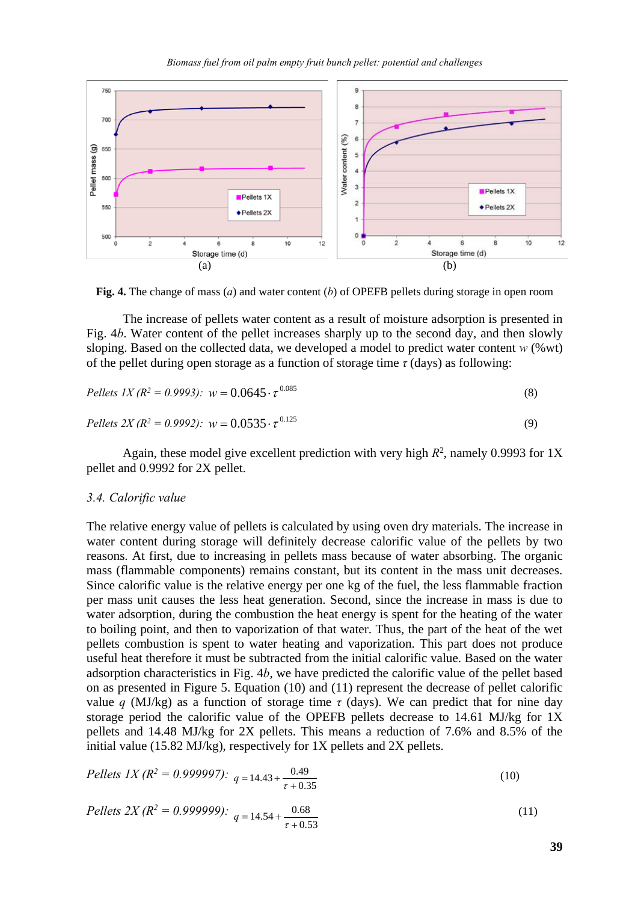Fig. 4. The change of mass (*a*) and water content (*b*) of OPEFB pellets during storage in open room

The increase of pellets water content as a result of moisture adsorption is presented in Fig. 4*b*. Water content of the pellet increases sharply up to the second day, and then slowly sloping. Based on the collected data, we developed a model to predict water content $w$ (%wt) of the pellet during open storage as a function of storage time $\tau$ (days) as following:

$$\text{Pellets 1X } (R^2 = 0.9993)\text{:}\quad w = 0.0645 \cdot \tau^{0.085} \tag{8}$$

$$\text{Pellets 2X } (R^2 = 0.9992)\text{:}\quad w = 0.0535 \cdot \tau^{0.125} \tag{9}$$

Again, these model give excellent prediction with very high $R^2$, namely 0.9993 for 1X pellet and 0.9992 for 2X pellet.

### *3.4. Calorific value*

The relative energy value of pellets is calculated by using oven dry materials. The increase in water content during storage will definitely decrease calorific value of the pellets by two reasons. At first, due to increasing in pellets mass because of water absorbing. The organic mass (flammable components) remains constant, but its content in the mass unit decreases. Since calorific value is the relative energy per one kg of the fuel, the less flammable fraction per mass unit causes the less heat generation. Second, since the increase in mass is due to water adsorption, during the combustion the heat energy is spent for the heating of the water to boiling point, and then to vaporization of that water. Thus, the part of the heat of the wet pellets combustion is spent to water heating and vaporization. This part does not produce useful heat therefore it must be subtracted from the initial calorific value. Based on the water adsorption characteristics in Fig. 4*b*, we have predicted the calorific value of the pellet based on as presented in Figure 5. Equation (10) and (11) represent the decrease of pellet calorific value $q$ (MJ/kg) as a function of storage time $\tau$ (days). We can predict that for nine day storage period the calorific value of the OPEFB pellets decrease to 14.61 MJ/kg for 1X pellets and 14.48 MJ/kg for 2X pellets. This means a reduction of 7.6% and 8.5% of the initial value (15.82 MJ/kg), respectively for 1X pellets and 2X pellets.

$$\text{Pellets 1X } (R^2 = 0.999997)\text{:}\quad q = 14.43 + \frac{0.49}{\tau + 0.35} \tag{10}$$

$$\text{Pellets 2X } (R^2 = 0.999999)\text{:}\quad q = 14.54 + \frac{0.68}{\tau + 0.53} \tag{11}$$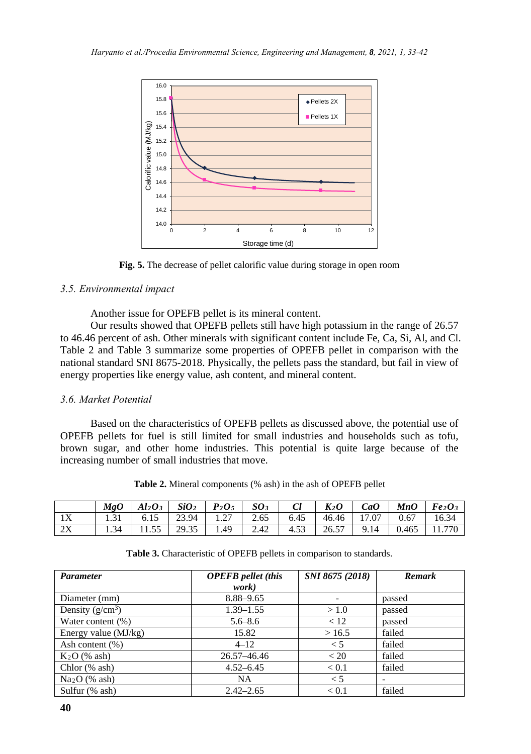Fig. 5. The decrease of pellet calorific value during storage in open room

### 3.5. Environmental impact

Another issue for OPEFB pellet is its mineral content.

Our results showed that OPEFB pellets still have high potassium in the range of 26.57 to 46.46 percent of ash. Other minerals with significant content include Fe, Ca, Si, Al, and Cl. Table 2 and Table 3 summarize some properties of OPEFB pellet in comparison with the national standard SNI 8675-2018. Physically, the pellets pass the standard, but fail in view of energy properties like energy value, ash content, and mineral content.

### 3.6. Market Potential

Based on the characteristics of OPEFB pellets as discussed above, the potential use of OPEFB pellets for fuel is still limited for small industries and households such as tofu, brown sugar, and other home industries. This potential is quite large because of the increasing number of small industries that move.

**Table 2.** Mineral components (% ash) in the ash of OPEFB pellet

| | $MgO$ | $Al_2O_3$ | $SiO_2$ | $P_2O_5$ | $SO_3$ | $Cl$ | $K_2O$ | $CaO$ | $MnO$ | $Fe_2O_3$ |
|---|---|---|---|---|---|---|---|---|---|---|
| 1X | 1.31 | 6.15 | 23.94 | 1.27 | 2.65 | 6.45 | 46.46 | 17.07 | 0.67 | 16.34 |
| 2X | 1.34 | 11.55 | 29.35 | 1.49 | 2.42 | 4.53 | 26.57 | 9.14 | 0.465 | 11.770 |

**Table 3.** Characteristic of OPEFB pellets in comparison to standards.

| *Parameter* | *OPEFB pellet (this work)* | *SNI 8675 (2018)* | *Remark* |
|---|---|---|---|
| Diameter (mm) | 8.88–9.65 | - | passed |
| Density ($g/cm^3$) | 1.39–1.55 | > 1.0 | passed |
| Water content (%) | 5.6–8.6 | < 12 | passed |
| Energy value (MJ/kg) | 15.82 | > 16.5 | failed |
| Ash content (%) | 4–12 | < 5 | failed |
| $K_2O$ (% ash) | 26.57–46.46 | < 20 | failed |
| Chlor (% ash) | 4.52–6.45 | < 0.1 | failed |
| $Na_2O$ (% ash) | NA | < 5 | - |
| Sulfur (% ash) | 2.42–2.65 | < 0.1 | failed |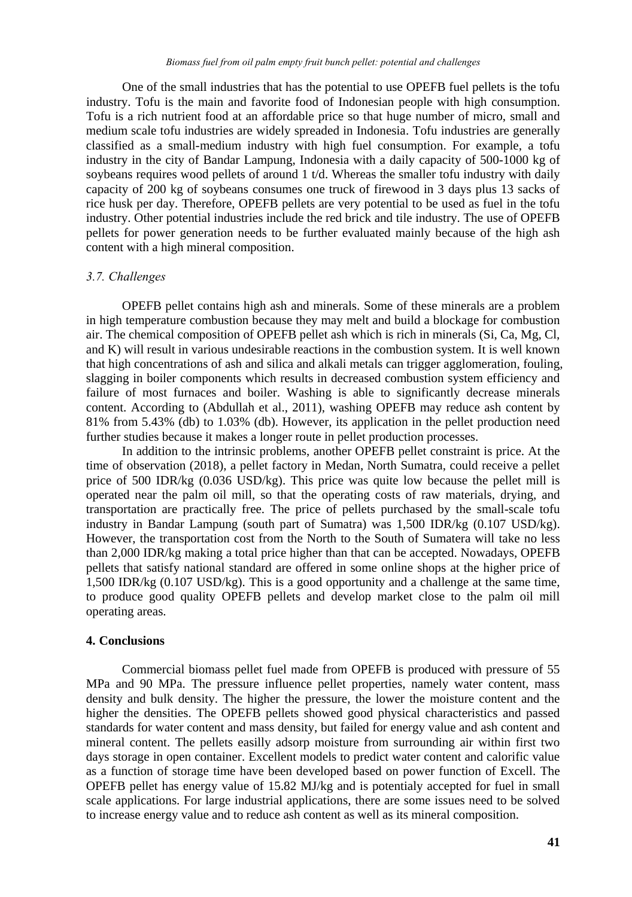One of the small industries that has the potential to use OPEFB fuel pellets is the tofu industry. Tofu is the main and favorite food of Indonesian people with high consumption. Tofu is a rich nutrient food at an affordable price so that huge number of micro, small and medium scale tofu industries are widely spreaded in Indonesia. Tofu industries are generally classified as a small-medium industry with high fuel consumption. For example, a tofu industry in the city of Bandar Lampung, Indonesia with a daily capacity of 500-1000 kg of soybeans requires wood pellets of around 1 t/d. Whereas the smaller tofu industry with daily capacity of 200 kg of soybeans consumes one truck of firewood in 3 days plus 13 sacks of rice husk per day. Therefore, OPEFB pellets are very potential to be used as fuel in the tofu industry. Other potential industries include the red brick and tile industry. The use of OPEFB pellets for power generation needs to be further evaluated mainly because of the high ash content with a high mineral composition.

### *3.7. Challenges*

OPEFB pellet contains high ash and minerals. Some of these minerals are a problem in high temperature combustion because they may melt and build a blockage for combustion air. The chemical composition of OPEFB pellet ash which is rich in minerals (Si, Ca, Mg, Cl, and K) will result in various undesirable reactions in the combustion system. It is well known that high concentrations of ash and silica and alkali metals can trigger agglomeration, fouling, slagging in boiler components which results in decreased combustion system efficiency and failure of most furnaces and boiler. Washing is able to significantly decrease minerals content. According to (Abdullah et al., 2011), washing OPEFB may reduce ash content by 81% from 5.43% (db) to 1.03% (db). However, its application in the pellet production need further studies because it makes a longer route in pellet production processes.

In addition to the intrinsic problems, another OPEFB pellet constraint is price. At the time of observation (2018), a pellet factory in Medan, North Sumatra, could receive a pellet price of 500 IDR/kg (0.036 USD/kg). This price was quite low because the pellet mill is operated near the palm oil mill, so that the operating costs of raw materials, drying, and transportation are practically free. The price of pellets purchased by the small-scale tofu industry in Bandar Lampung (south part of Sumatra) was 1,500 IDR/kg (0.107 USD/kg). However, the transportation cost from the North to the South of Sumatera will take no less than 2,000 IDR/kg making a total price higher than that can be accepted. Nowadays, OPEFB pellets that satisfy national standard are offered in some online shops at the higher price of 1,500 IDR/kg (0.107 USD/kg). This is a good opportunity and a challenge at the same time, to produce good quality OPEFB pellets and develop market close to the palm oil mill operating areas.

## 4. Conclusions

Commercial biomass pellet fuel made from OPEFB is produced with pressure of 55 MPa and 90 MPa. The pressure influence pellet properties, namely water content, mass density and bulk density. The higher the pressure, the lower the moisture content and the higher the densities. The OPEFB pellets showed good physical characteristics and passed standards for water content and mass density, but failed for energy value and ash content and mineral content. The pellets easilly adsorp moisture from surrounding air within first two days storage in open container. Excellent models to predict water content and calorific value as a function of storage time have been developed based on power function of Excell. The OPEFB pellet has energy value of 15.82 MJ/kg and is potentialy accepted for fuel in small scale applications. For large industrial applications, there are some issues need to be solved to increase energy value and to reduce ash content as well as its mineral composition.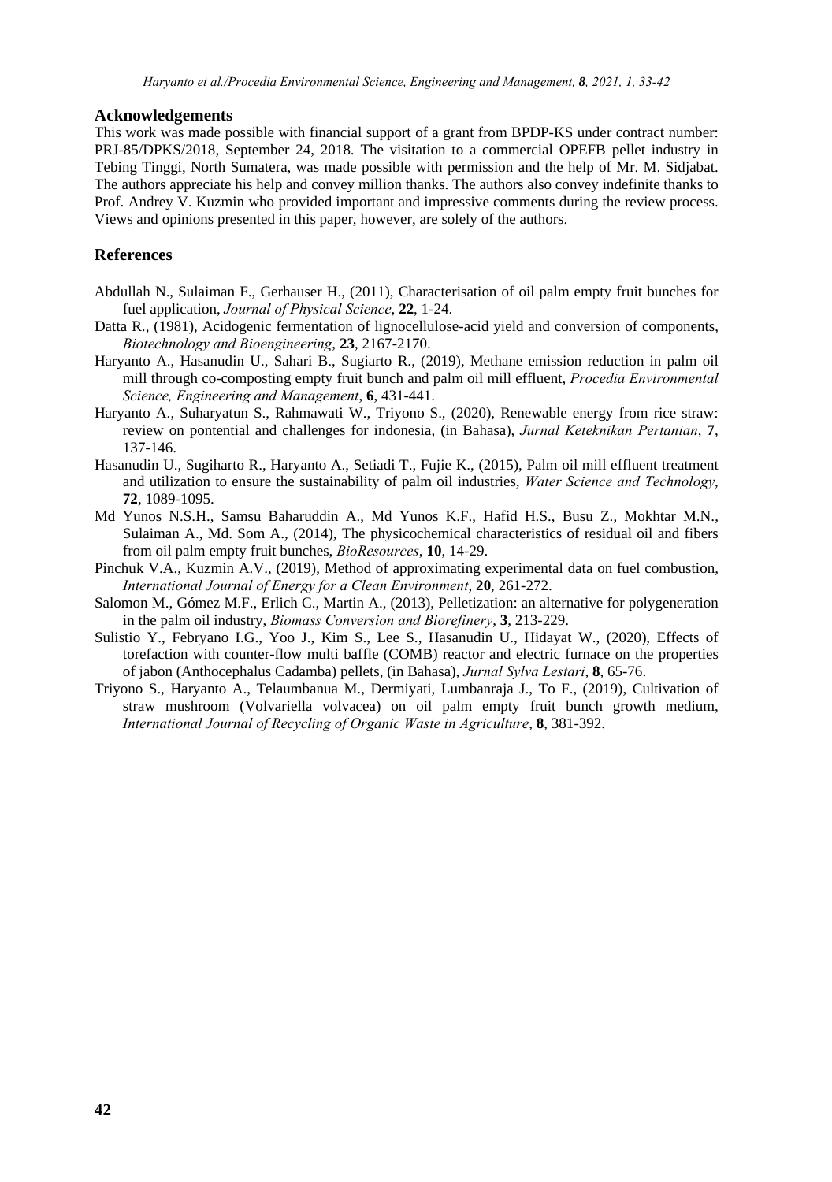## Acknowledgements

This work was made possible with financial support of a grant from BPDP-KS under contract number: PRJ-85/DPKS/2018, September 24, 2018. The visitation to a commercial OPEFB pellet industry in Tebing Tinggi, North Sumatera, was made possible with permission and the help of Mr. M. Sidjabat. The authors appreciate his help and convey million thanks. The authors also convey indefinite thanks to Prof. Andrey V. Kuzmin who provided important and impressive comments during the review process. Views and opinions presented in this paper, however, are solely of the authors.

## References

Abdullah N., Sulaiman F., Gerhauser H., (2011), Characterisation of oil palm empty fruit bunches for fuel application, *Journal of Physical Science*, **22**, 1-24.

Datta R., (1981), Acidogenic fermentation of lignocellulose-acid yield and conversion of components, *Biotechnology and Bioengineering*, **23**, 2167-2170.

Haryanto A., Hasanudin U., Sahari B., Sugiarto R., (2019), Methane emission reduction in palm oil mill through co-composting empty fruit bunch and palm oil mill effluent, *Procedia Environmental Science, Engineering and Management*, **6**, 431-441.

Haryanto A., Suharyatun S., Rahmawati W., Triyono S., (2020), Renewable energy from rice straw: review on pontential and challenges for indonesia, (in Bahasa), *Jurnal Keteknikan Pertanian*, **7**, 137-146.

Hasanudin U., Sugiharto R., Haryanto A., Setiadi T., Fujie K., (2015), Palm oil mill effluent treatment and utilization to ensure the sustainability of palm oil industries, *Water Science and Technology*, **72**, 1089-1095.

Md Yunos N.S.H., Samsu Baharuddin A., Md Yunos K.F., Hafid H.S., Busu Z., Mokhtar M.N., Sulaiman A., Md. Som A., (2014), The physicochemical characteristics of residual oil and fibers from oil palm empty fruit bunches, *BioResources*, **10**, 14-29.

Pinchuk V.A., Kuzmin A.V., (2019), Method of approximating experimental data on fuel combustion, *International Journal of Energy for a Clean Environment*, **20**, 261-272.

Salomon M., Gómez M.F., Erlich C., Martin A., (2013), Pelletization: an alternative for polygeneration in the palm oil industry, *Biomass Conversion and Biorefinery*, **3**, 213-229.

Sulistio Y., Febryano I.G., Yoo J., Kim S., Lee S., Hasanudin U., Hidayat W., (2020), Effects of torefaction with counter-flow multi baffle (COMB) reactor and electric furnace on the properties of jabon (Anthocephalus Cadamba) pellets, (in Bahasa), *Jurnal Sylva Lestari*, **8**, 65-76.

Triyono S., Haryanto A., Telaumbanua M., Dermiyati, Lumbanraja J., To F., (2019), Cultivation of straw mushroom (Volvariella volvacea) on oil palm empty fruit bunch growth medium, *International Journal of Recycling of Organic Waste in Agriculture*, **8**, 381-392.